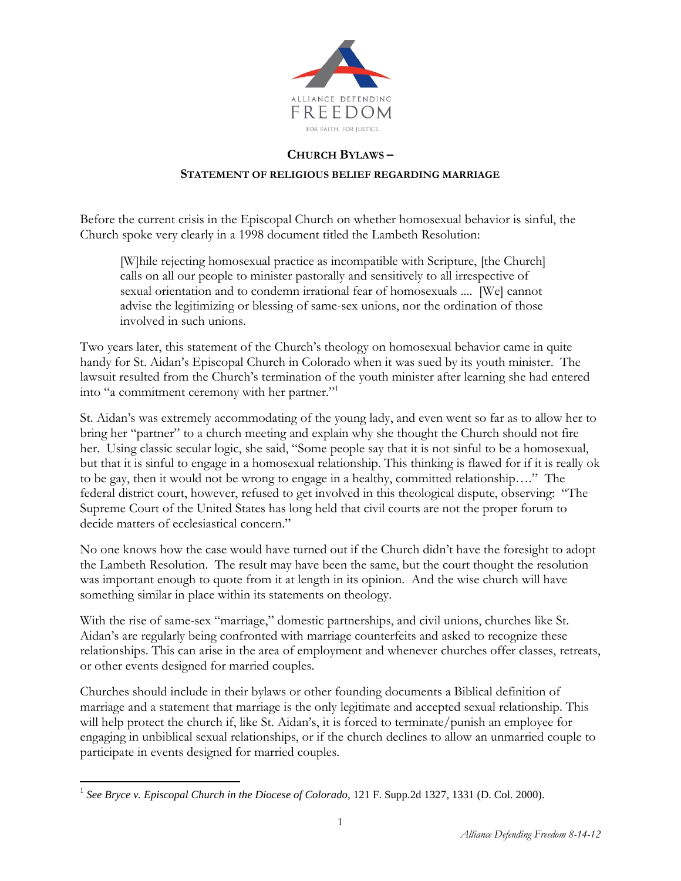ALLIANCE DEFENDING

FREEDOM

FOR FAITH. FOR JUSTICE.

## CHURCH BYLAWS –

### STATEMENT OF RELIGIOUS BELIEF REGARDING MARRIAGE

Before the current crisis in the Episcopal Church on whether homosexual behavior is sinful, the Church spoke very clearly in a 1998 document titled the Lambeth Resolution:

> [W]hile rejecting homosexual practice as incompatible with Scripture, [the Church] calls on all our people to minister pastorally and sensitively to all irrespective of sexual orientation and to condemn irrational fear of homosexuals .... [We] cannot advise the legitimizing or blessing of same-sex unions, nor the ordination of those involved in such unions.

Two years later, this statement of the Church's theology on homosexual behavior came in quite handy for St. Aidan's Episcopal Church in Colorado when it was sued by its youth minister. The lawsuit resulted from the Church's termination of the youth minister after learning she had entered into "a commitment ceremony with her partner."[1]

St. Aidan's was extremely accommodating of the young lady, and even went so far as to allow her to bring her "partner" to a church meeting and explain why she thought the Church should not fire her. Using classic secular logic, she said, "Some people say that it is not sinful to be a homosexual, but that it is sinful to engage in a homosexual relationship. This thinking is flawed for if it is really ok to be gay, then it would not be wrong to engage in a healthy, committed relationship…." The federal district court, however, refused to get involved in this theological dispute, observing: "The Supreme Court of the United States has long held that civil courts are not the proper forum to decide matters of ecclesiastical concern."

No one knows how the case would have turned out if the Church didn't have the foresight to adopt the Lambeth Resolution. The result may have been the same, but the court thought the resolution was important enough to quote from it at length in its opinion. And the wise church will have something similar in place within its statements on theology.

With the rise of same-sex "marriage," domestic partnerships, and civil unions, churches like St. Aidan's are regularly being confronted with marriage counterfeits and asked to recognize these relationships. This can arise in the area of employment and whenever churches offer classes, retreats, or other events designed for married couples.

Churches should include in their bylaws or other founding documents a Biblical definition of marriage and a statement that marriage is the only legitimate and accepted sexual relationship. This will help protect the church if, like St. Aidan's, it is forced to terminate/punish an employee for engaging in unbiblical sexual relationships, or if the church declines to allow an unmarried couple to participate in events designed for married couples.

---

[1] *See Bryce v. Episcopal Church in the Diocese of Colorado,* 121 F. Supp.2d 1327, 1331 (D. Col. 2000).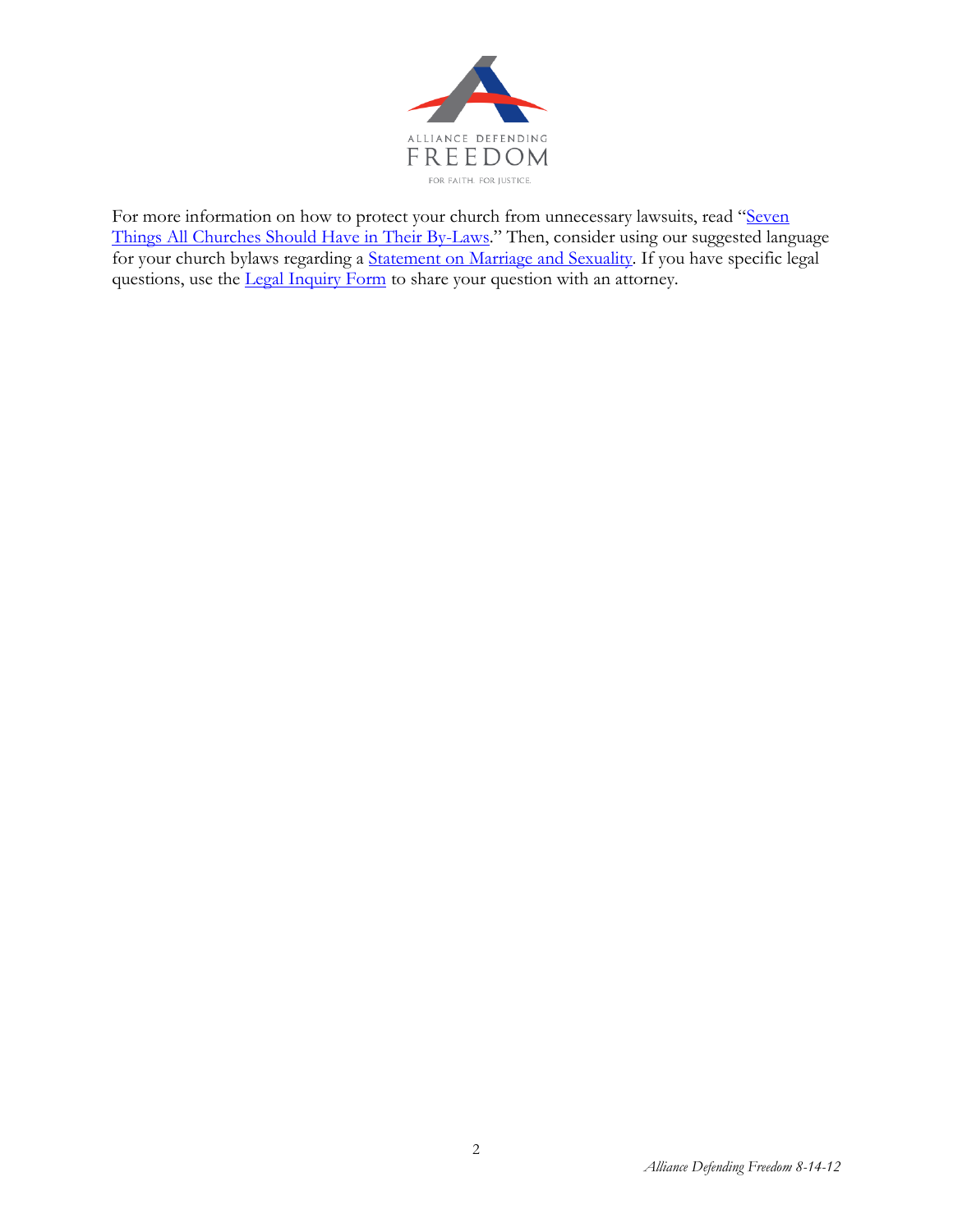For more information on how to protect your church from unnecessary lawsuits, read "Seven Things All Churches Should Have in Their By-Laws." Then, consider using our suggested language for your church bylaws regarding a Statement on Marriage and Sexuality. If you have specific legal questions, use the Legal Inquiry Form to share your question with an attorney.